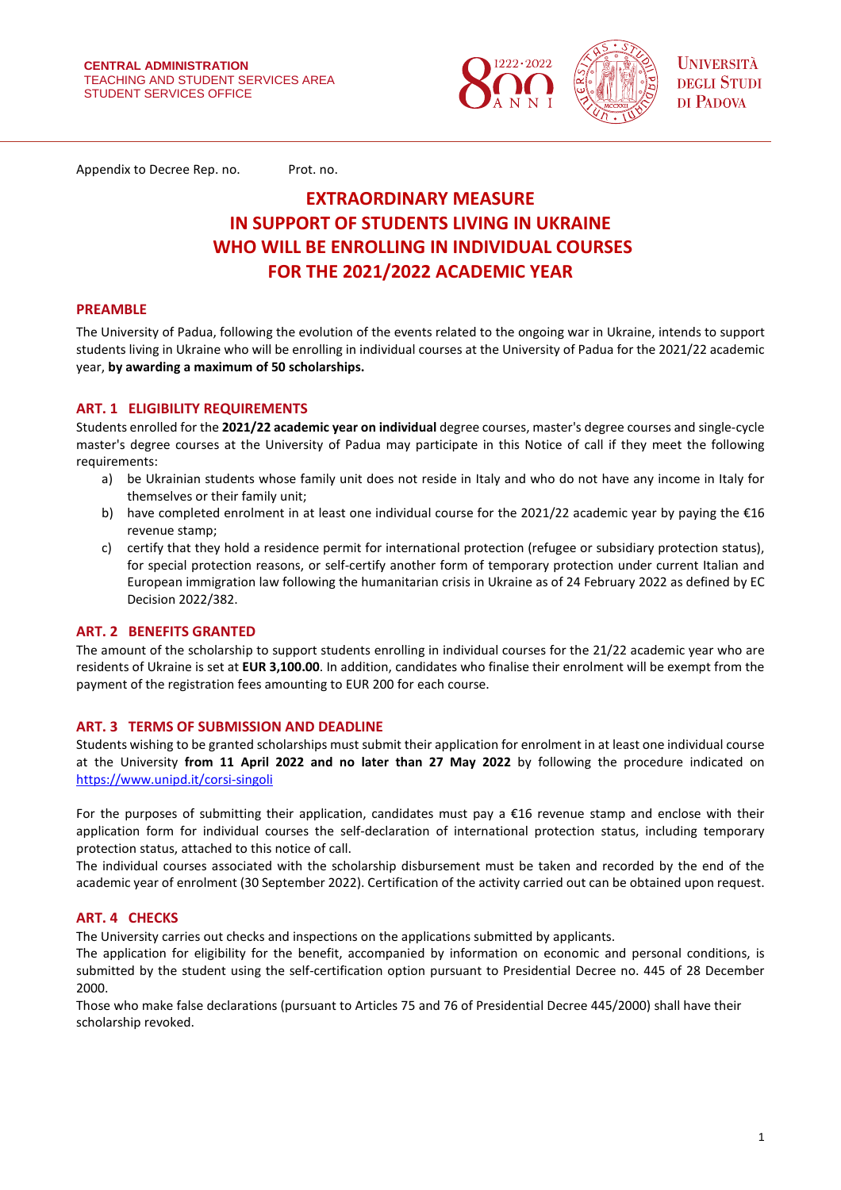CENTRAL ADMINISTRATION
TEACHING AND STUDENT SERVICES AREA
STUDENT SERVICES OFFICE

Appendix to Decree Rep. no.  Prot. no.

# EXTRAORDINARY MEASURE IN SUPPORT OF STUDENTS LIVING IN UKRAINE WHO WILL BE ENROLLING IN INDIVIDUAL COURSES FOR THE 2021/2022 ACADEMIC YEAR

## PREAMBLE

The University of Padua, following the evolution of the events related to the ongoing war in Ukraine, intends to support students living in Ukraine who will be enrolling in individual courses at the University of Padua for the 2021/22 academic year, **by awarding a maximum of 50 scholarships.**

## ART. 1 ELIGIBILITY REQUIREMENTS

Students enrolled for the **2021/22 academic year on individual** degree courses, master's degree courses and single-cycle master's degree courses at the University of Padua may participate in this Notice of call if they meet the following requirements:

a) be Ukrainian students whose family unit does not reside in Italy and who do not have any income in Italy for themselves or their family unit;
b) have completed enrolment in at least one individual course for the 2021/22 academic year by paying the €16 revenue stamp;
c) certify that they hold a residence permit for international protection (refugee or subsidiary protection status), for special protection reasons, or self-certify another form of temporary protection under current Italian and European immigration law following the humanitarian crisis in Ukraine as of 24 February 2022 as defined by EC Decision 2022/382.

## ART. 2 BENEFITS GRANTED

The amount of the scholarship to support students enrolling in individual courses for the 21/22 academic year who are residents of Ukraine is set at **EUR 3,100.00**. In addition, candidates who finalise their enrolment will be exempt from the payment of the registration fees amounting to EUR 200 for each course.

## ART. 3 TERMS OF SUBMISSION AND DEADLINE

Students wishing to be granted scholarships must submit their application for enrolment in at least one individual course at the University **from 11 April 2022 and no later than 27 May 2022** by following the procedure indicated on https://www.unipd.it/corsi-singoli

For the purposes of submitting their application, candidates must pay a €16 revenue stamp and enclose with their application form for individual courses the self-declaration of international protection status, including temporary protection status, attached to this notice of call.

The individual courses associated with the scholarship disbursement must be taken and recorded by the end of the academic year of enrolment (30 September 2022). Certification of the activity carried out can be obtained upon request.

## ART. 4 CHECKS

The University carries out checks and inspections on the applications submitted by applicants.

The application for eligibility for the benefit, accompanied by information on economic and personal conditions, is submitted by the student using the self-certification option pursuant to Presidential Decree no. 445 of 28 December 2000.

Those who make false declarations (pursuant to Articles 75 and 76 of Presidential Decree 445/2000) shall have their scholarship revoked.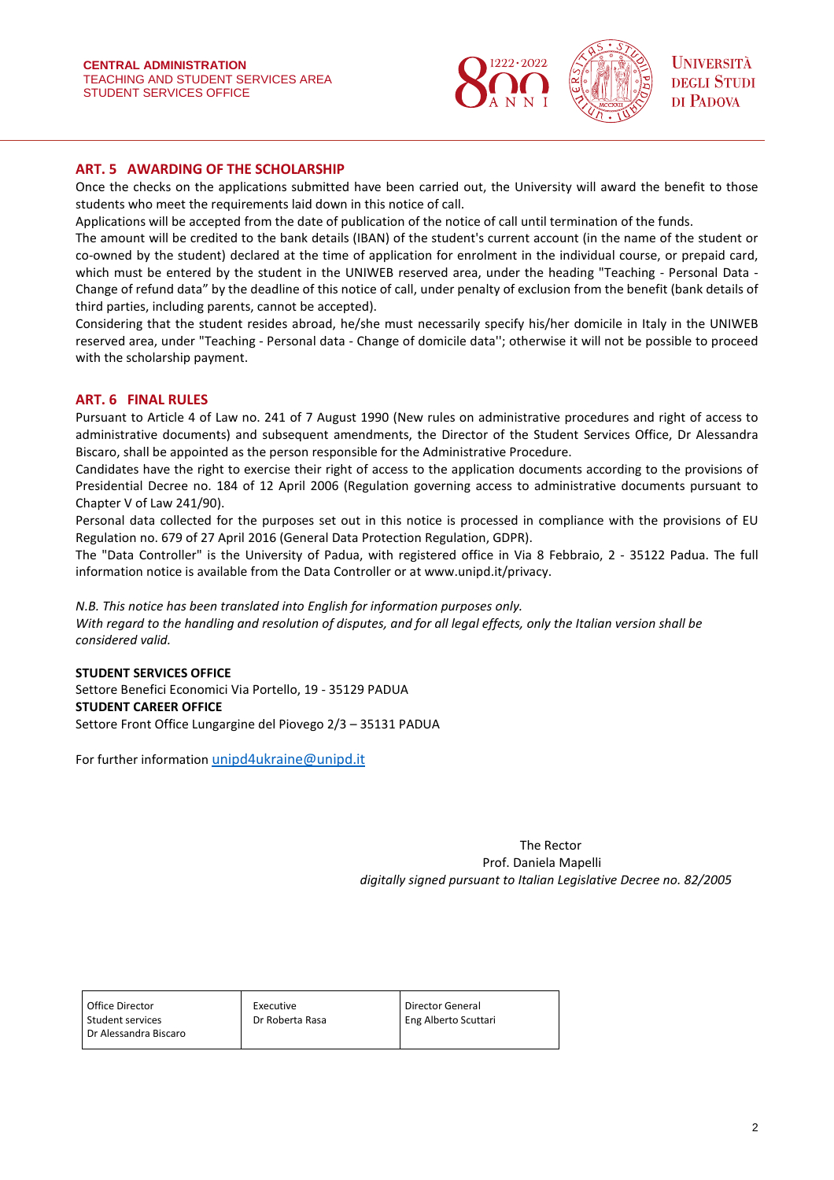## ART. 5 AWARDING OF THE SCHOLARSHIP

Once the checks on the applications submitted have been carried out, the University will award the benefit to those students who meet the requirements laid down in this notice of call.

Applications will be accepted from the date of publication of the notice of call until termination of the funds.

The amount will be credited to the bank details (IBAN) of the student's current account (in the name of the student or co-owned by the student) declared at the time of application for enrolment in the individual course, or prepaid card, which must be entered by the student in the UNIWEB reserved area, under the heading "Teaching - Personal Data - Change of refund data" by the deadline of this notice of call, under penalty of exclusion from the benefit (bank details of third parties, including parents, cannot be accepted).

Considering that the student resides abroad, he/she must necessarily specify his/her domicile in Italy in the UNIWEB reserved area, under "Teaching - Personal data - Change of domicile data''; otherwise it will not be possible to proceed with the scholarship payment.

## ART. 6 FINAL RULES

Pursuant to Article 4 of Law no. 241 of 7 August 1990 (New rules on administrative procedures and right of access to administrative documents) and subsequent amendments, the Director of the Student Services Office, Dr Alessandra Biscaro, shall be appointed as the person responsible for the Administrative Procedure.

Candidates have the right to exercise their right of access to the application documents according to the provisions of Presidential Decree no. 184 of 12 April 2006 (Regulation governing access to administrative documents pursuant to Chapter V of Law 241/90).

Personal data collected for the purposes set out in this notice is processed in compliance with the provisions of EU Regulation no. 679 of 27 April 2016 (General Data Protection Regulation, GDPR).

The "Data Controller" is the University of Padua, with registered office in Via 8 Febbraio, 2 - 35122 Padua. The full information notice is available from the Data Controller or at www.unipd.it/privacy.

*N.B. This notice has been translated into English for information purposes only.*
*With regard to the handling and resolution of disputes, and for all legal effects, only the Italian version shall be considered valid.*

**STUDENT SERVICES OFFICE**
Settore Benefici Economici Via Portello, 19 - 35129 PADUA
**STUDENT CAREER OFFICE**
Settore Front Office Lungargine del Piovego 2/3 – 35131 PADUA

For further information unipd4ukraine@unipd.it

The Rector
Prof. Daniela Mapelli
*digitally signed pursuant to Italian Legislative Decree no. 82/2005*

| | | |
|---|---|---|
| Office Director<br>Student services<br>Dr Alessandra Biscaro | Executive<br>Dr Roberta Rasa | Director General<br>Eng Alberto Scuttari |